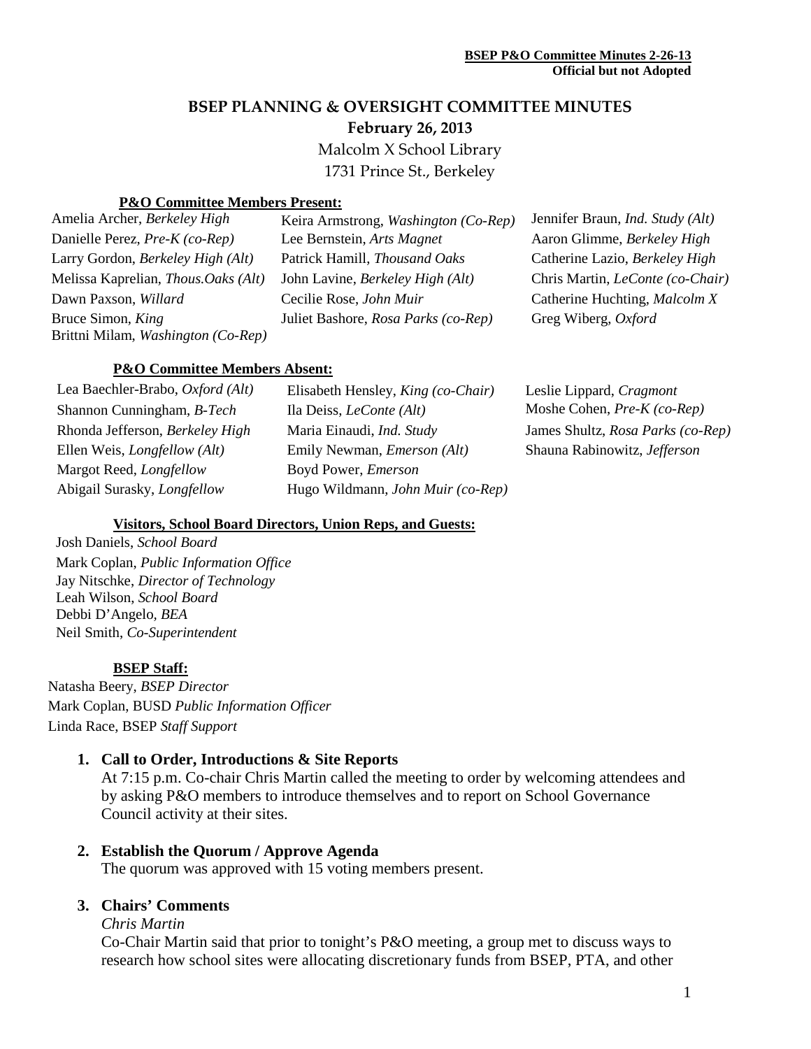# BSEP PLANNING & OVERSIGHT COMMITTEE MINUTES

**February 26, 2013**

Malcolm X School Library
1731 Prince St., Berkeley

**P&O Committee Members Present:**

Amelia Archer, *Berkeley High*
Keira Armstrong, *Washington (Co-Rep)*
Jennifer Braun, *Ind. Study (Alt)*
Danielle Perez, *Pre-K (co-Rep)*
Lee Bernstein, *Arts Magnet*
Aaron Glimme, *Berkeley High*
Larry Gordon, *Berkeley High (Alt)*
Patrick Hamill, *Thousand Oaks*
Catherine Lazio, *Berkeley High*
Melissa Kaprelian, *Thous.Oaks (Alt)*
John Lavine, *Berkeley High (Alt)*
Chris Martin, *LeConte (co-Chair)*
Dawn Paxson, *Willard*
Cecilie Rose, *John Muir*
Catherine Huchting, *Malcolm X*
Bruce Simon, *King*
Juliet Bashore, *Rosa Parks (co-Rep)*
Greg Wiberg, *Oxford*
Brittni Milam, *Washington (Co-Rep)*

**P&O Committee Members Absent:**

Lea Baechler-Brabo, *Oxford (Alt)*
Elisabeth Hensley, *King (co-Chair)*
Leslie Lippard, *Cragmont*
Shannon Cunningham, *B-Tech*
Ila Deiss, *LeConte (Alt)*
Moshe Cohen, *Pre-K (co-Rep)*
Rhonda Jefferson, *Berkeley High*
Maria Einaudi, *Ind. Study*
James Shultz, *Rosa Parks (co-Rep)*
Ellen Weis, *Longfellow (Alt)*
Emily Newman, *Emerson (Alt)*
Shauna Rabinowitz, *Jefferson*
Margot Reed, *Longfellow*
Boyd Power, *Emerson*
Abigail Surasky, *Longfellow*
Hugo Wildmann, *John Muir (co-Rep)*

**Visitors, School Board Directors, Union Reps, and Guests:**

Josh Daniels, *School Board*
Mark Coplan, *Public Information Office*
Jay Nitschke, *Director of Technology*
Leah Wilson, *School Board*
Debbi D'Angelo, *BEA*
Neil Smith, *Co-Superintendent*

**BSEP Staff:**

Natasha Beery, *BSEP Director*
Mark Coplan, BUSD *Public Information Officer*
Linda Race, BSEP *Staff Support*

1. **Call to Order, Introductions & Site Reports**
   At 7:15 p.m. Co-chair Chris Martin called the meeting to order by welcoming attendees and by asking P&O members to introduce themselves and to report on School Governance Council activity at their sites.

2. **Establish the Quorum / Approve Agenda**
   The quorum was approved with 15 voting members present.

3. **Chairs' Comments**
   *Chris Martin*
   Co-Chair Martin said that prior to tonight's P&O meeting, a group met to discuss ways to research how school sites were allocating discretionary funds from BSEP, PTA, and other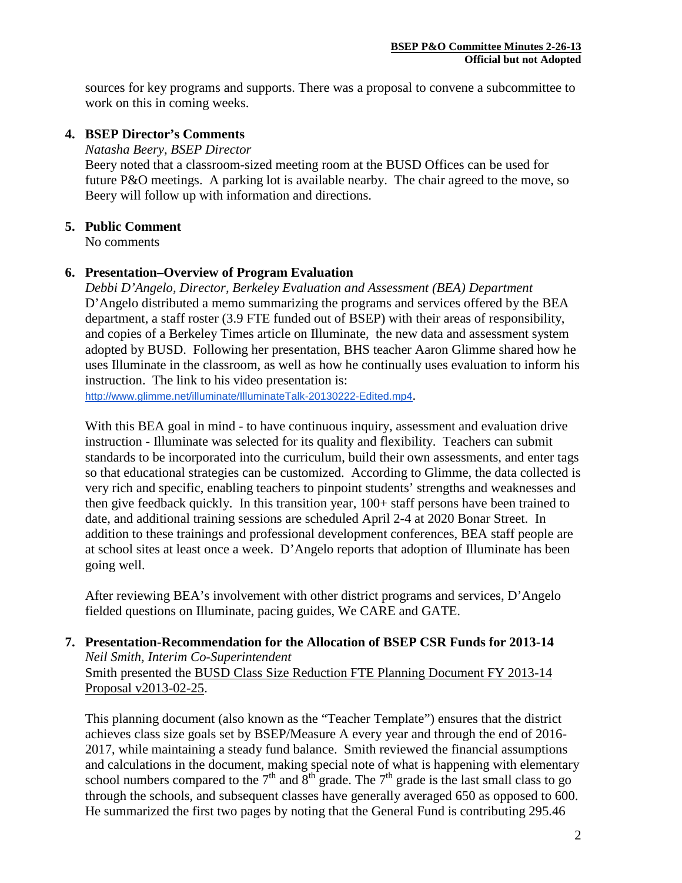sources for key programs and supports. There was a proposal to convene a subcommittee to work on this in coming weeks.

**4. BSEP Director's Comments**

*Natasha Beery, BSEP Director*

Beery noted that a classroom-sized meeting room at the BUSD Offices can be used for future P&O meetings. A parking lot is available nearby. The chair agreed to the move, so Beery will follow up with information and directions.

**5. Public Comment**

No comments

**6. Presentation–Overview of Program Evaluation**

*Debbi D'Angelo, Director, Berkeley Evaluation and Assessment (BEA) Department*

D'Angelo distributed a memo summarizing the programs and services offered by the BEA department, a staff roster (3.9 FTE funded out of BSEP) with their areas of responsibility, and copies of a Berkeley Times article on Illuminate, the new data and assessment system adopted by BUSD. Following her presentation, BHS teacher Aaron Glimme shared how he uses Illuminate in the classroom, as well as how he continually uses evaluation to inform his instruction. The link to his video presentation is: http://www.glimme.net/illuminate/IlluminateTalk-20130222-Edited.mp4.

With this BEA goal in mind - to have continuous inquiry, assessment and evaluation drive instruction - Illuminate was selected for its quality and flexibility. Teachers can submit standards to be incorporated into the curriculum, build their own assessments, and enter tags so that educational strategies can be customized. According to Glimme, the data collected is very rich and specific, enabling teachers to pinpoint students' strengths and weaknesses and then give feedback quickly. In this transition year, 100+ staff persons have been trained to date, and additional training sessions are scheduled April 2-4 at 2020 Bonar Street. In addition to these trainings and professional development conferences, BEA staff people are at school sites at least once a week. D'Angelo reports that adoption of Illuminate has been going well.

After reviewing BEA's involvement with other district programs and services, D'Angelo fielded questions on Illuminate, pacing guides, We CARE and GATE.

**7. Presentation-Recommendation for the Allocation of BSEP CSR Funds for 2013-14**

*Neil Smith, Interim Co-Superintendent*

Smith presented the BUSD Class Size Reduction FTE Planning Document FY 2013-14 Proposal v2013-02-25.

This planning document (also known as the "Teacher Template") ensures that the district achieves class size goals set by BSEP/Measure A every year and through the end of 2016-2017, while maintaining a steady fund balance. Smith reviewed the financial assumptions and calculations in the document, making special note of what is happening with elementary school numbers compared to the 7th and 8th grade. The 7th grade is the last small class to go through the schools, and subsequent classes have generally averaged 650 as opposed to 600. He summarized the first two pages by noting that the General Fund is contributing 295.46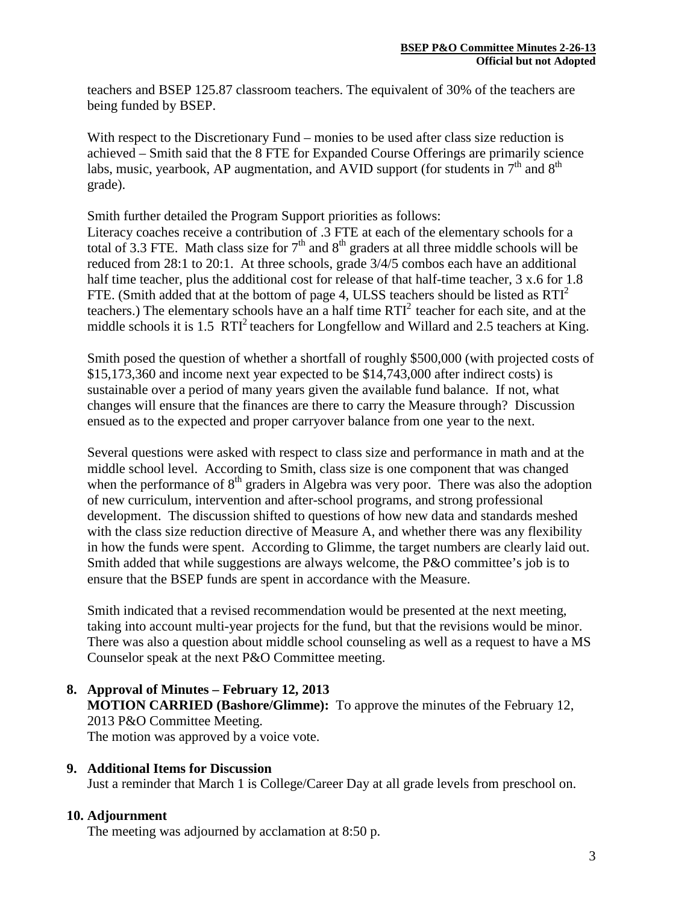teachers and BSEP 125.87 classroom teachers. The equivalent of 30% of the teachers are being funded by BSEP.

With respect to the Discretionary Fund – monies to be used after class size reduction is achieved – Smith said that the 8 FTE for Expanded Course Offerings are primarily science labs, music, yearbook, AP augmentation, and AVID support (for students in 7th and 8th grade).

Smith further detailed the Program Support priorities as follows:
Literacy coaches receive a contribution of .3 FTE at each of the elementary schools for a total of 3.3 FTE. Math class size for 7th and 8th graders at all three middle schools will be reduced from 28:1 to 20:1. At three schools, grade 3/4/5 combos each have an additional half time teacher, plus the additional cost for release of that half-time teacher, 3 x.6 for 1.8 FTE. (Smith added that at the bottom of page 4, ULSS teachers should be listed as $RTI^2$ teachers.) The elementary schools have an a half time $RTI^2$ teacher for each site, and at the middle schools it is 1.5 $RTI^2$ teachers for Longfellow and Willard and 2.5 teachers at King.

Smith posed the question of whether a shortfall of roughly $500,000 (with projected costs of $15,173,360 and income next year expected to be $14,743,000 after indirect costs) is sustainable over a period of many years given the available fund balance. If not, what changes will ensure that the finances are there to carry the Measure through? Discussion ensued as to the expected and proper carryover balance from one year to the next.

Several questions were asked with respect to class size and performance in math and at the middle school level. According to Smith, class size is one component that was changed when the performance of 8th graders in Algebra was very poor. There was also the adoption of new curriculum, intervention and after-school programs, and strong professional development. The discussion shifted to questions of how new data and standards meshed with the class size reduction directive of Measure A, and whether there was any flexibility in how the funds were spent. According to Glimme, the target numbers are clearly laid out. Smith added that while suggestions are always welcome, the P&O committee's job is to ensure that the BSEP funds are spent in accordance with the Measure.

Smith indicated that a revised recommendation would be presented at the next meeting, taking into account multi-year projects for the fund, but that the revisions would be minor. There was also a question about middle school counseling as well as a request to have a MS Counselor speak at the next P&O Committee meeting.

**8. Approval of Minutes – February 12, 2013**

**MOTION CARRIED (Bashore/Glimme):** To approve the minutes of the February 12, 2013 P&O Committee Meeting.
The motion was approved by a voice vote.

**9. Additional Items for Discussion**

Just a reminder that March 1 is College/Career Day at all grade levels from preschool on.

**10. Adjournment**

The meeting was adjourned by acclamation at 8:50 p.